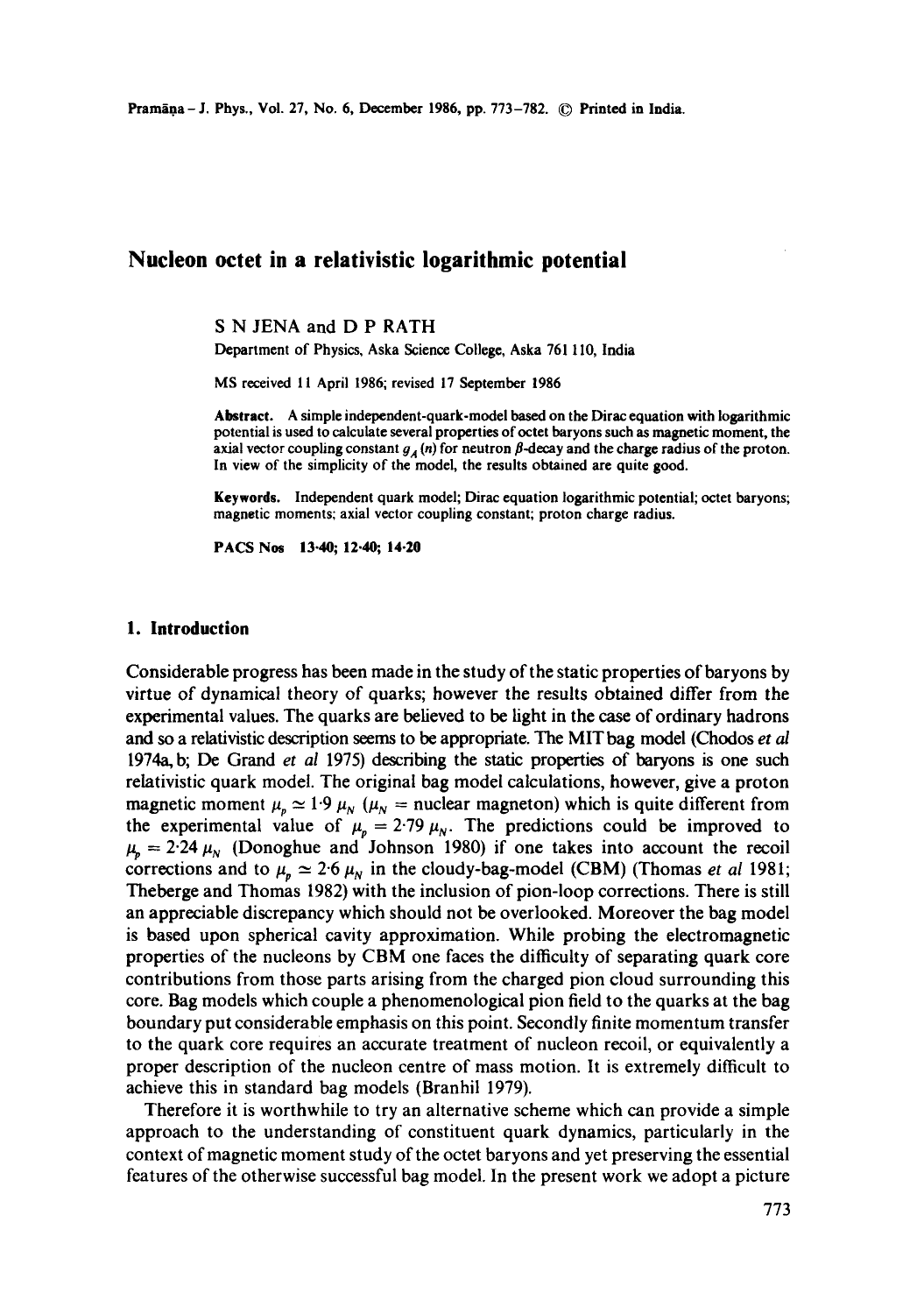# Nucleon octet in a relativistic logarithmic potential

S N JENA and D P RATH

Department of Physics, Aska Science College, Aska 761 110, India

MS received 11 April 1986; revised 17 September 1986

**Abstract.** A simple independent-quark-model based on the Dirac equation with logarithmic potential is used to calculate several properties of octet baryons such as magnetic moment, the axial vector coupling constant $g_A(n)$ for neutron $\beta$-decay and the charge radius of the proton. In view of the simplicity of the model, the results obtained are quite good.

**Keywords.** Independent quark model; Dirac equation logarithmic potential; octet baryons; magnetic moments; axial vector coupling constant; proton charge radius.

**PACS Nos 13·40; 12·40; 14·20**

## 1. Introduction

Considerable progress has been made in the study of the static properties of baryons by virtue of dynamical theory of quarks; however the results obtained differ from the experimental values. The quarks are believed to be light in the case of ordinary hadrons and so a relativistic description seems to be appropriate. The MIT bag model (Chodos *et al* 1974a, b; De Grand *et al* 1975) describing the static properties of baryons is one such relativistic quark model. The original bag model calculations, however, give a proton magnetic moment $\mu_p \simeq 1{\cdot}9\ \mu_N$ ($\mu_N$ = nuclear magneton) which is quite different from the experimental value of $\mu_p = 2{\cdot}79\ \mu_N$. The predictions could be improved to $\mu_p = 2{\cdot}24\ \mu_N$ (Donoghue and Johnson 1980) if one takes into account the recoil corrections and to $\mu_p \simeq 2{\cdot}6\ \mu_N$ in the cloudy-bag-model (CBM) (Thomas *et al* 1981; Theberge and Thomas 1982) with the inclusion of pion-loop corrections. There is still an appreciable discrepancy which should not be overlooked. Moreover the bag model is based upon spherical cavity approximation. While probing the electromagnetic properties of the nucleons by CBM one faces the difficulty of separating quark core contributions from those parts arising from the charged pion cloud surrounding this core. Bag models which couple a phenomenological pion field to the quarks at the bag boundary put considerable emphasis on this point. Secondly finite momentum transfer to the quark core requires an accurate treatment of nucleon recoil, or equivalently a proper description of the nucleon centre of mass motion. It is extremely difficult to achieve this in standard bag models (Branhil 1979).

Therefore it is worthwhile to try an alternative scheme which can provide a simple approach to the understanding of constituent quark dynamics, particularly in the context of magnetic moment study of the octet baryons and yet preserving the essential features of the otherwise successful bag model. In the present work we adopt a picture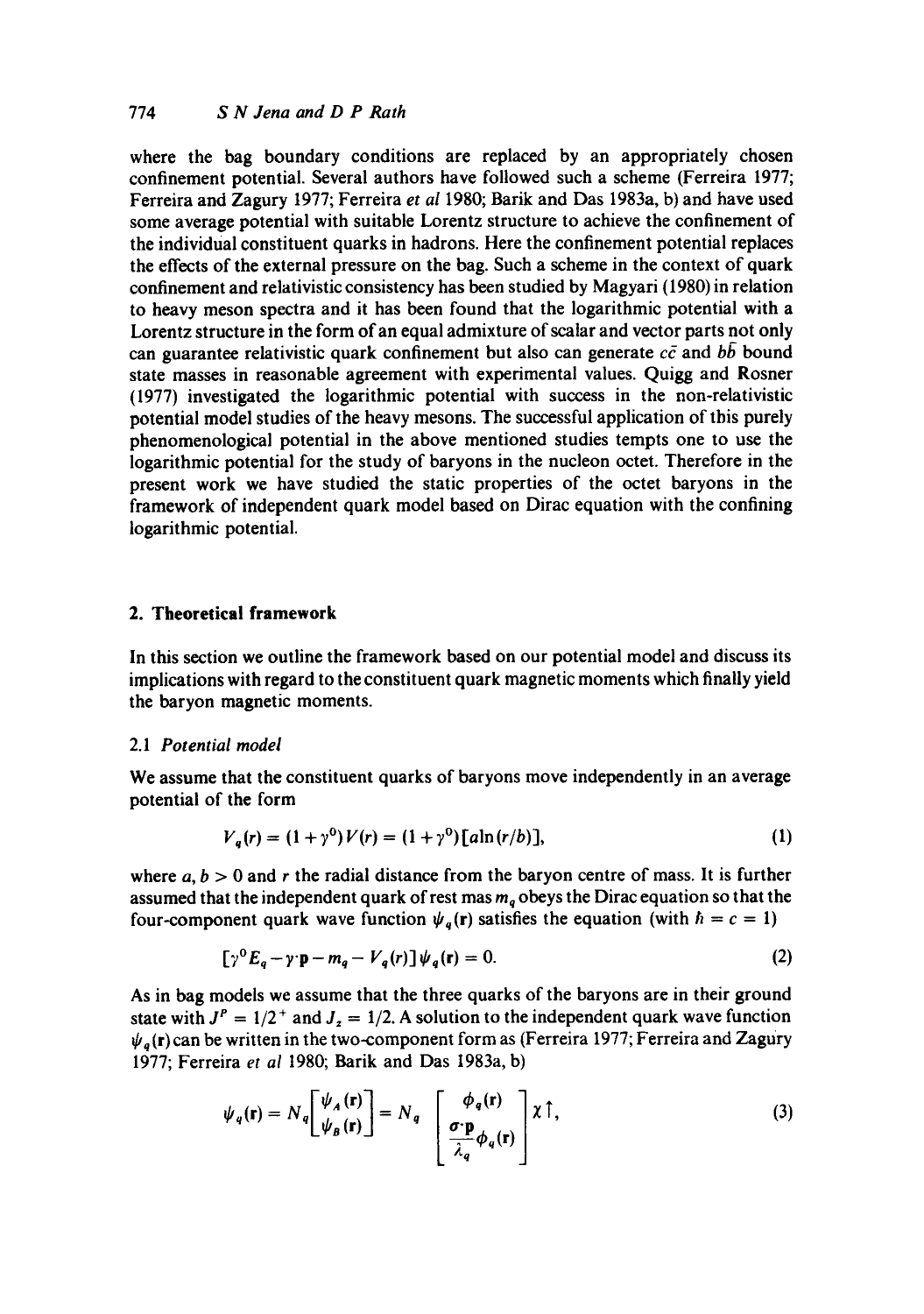where the bag boundary conditions are replaced by an appropriately chosen confinement potential. Several authors have followed such a scheme (Ferreira 1977; Ferreira and Zagury 1977; Ferreira *et al* 1980; Barik and Das 1983a, b) and have used some average potential with suitable Lorentz structure to achieve the confinement of the individual constituent quarks in hadrons. Here the confinement potential replaces the effects of the external pressure on the bag. Such a scheme in the context of quark confinement and relativistic consistency has been studied by Magyari (1980) in relation to heavy meson spectra and it has been found that the logarithmic potential with a Lorentz structure in the form of an equal admixture of scalar and vector parts not only can guarantee relativistic quark confinement but also can generate $c\bar{c}$ and $b\bar{b}$ bound state masses in reasonable agreement with experimental values. Quigg and Rosner (1977) investigated the logarithmic potential with success in the non-relativistic potential model studies of the heavy mesons. The successful application of this purely phenomenological potential in the above mentioned studies tempts one to use the logarithmic potential for the study of baryons in the nucleon octet. Therefore in the present work we have studied the static properties of the octet baryons in the framework of independent quark model based on Dirac equation with the confining logarithmic potential.

## 2. Theoretical framework

In this section we outline the framework based on our potential model and discuss its implications with regard to the constituent quark magnetic moments which finally yield the baryon magnetic moments.

### 2.1 *Potential model*

We assume that the constituent quarks of baryons move independently in an average potential of the form

$$V_q(r) = (1+\gamma^0)V(r) = (1+\gamma^0)[a\ln(r/b)], \tag{1}$$

where $a, b > 0$ and $r$ the radial distance from the baryon centre of mass. It is further assumed that the independent quark of rest mas $m_q$ obeys the Dirac equation so that the four-component quark wave function $\psi_q(\mathbf{r})$ satisfies the equation (with $\hbar = c = 1$)

$$[\gamma^0 E_q - \gamma\cdot\mathbf{p} - m_q - V_q(r)]\psi_q(\mathbf{r}) = 0. \tag{2}$$

As in bag models we assume that the three quarks of the baryons are in their ground state with $J^P = 1/2^+$ and $J_z = 1/2$. A solution to the independent quark wave function $\psi_q(\mathbf{r})$ can be written in the two-component form as (Ferreira 1977; Ferreira and Zagury 1977; Ferreira *et al* 1980; Barik and Das 1983a, b)

$$\psi_q(\mathbf{r}) = N_q\begin{bmatrix}\psi_A(\mathbf{r})\\ \psi_B(\mathbf{r})\end{bmatrix} = N_q\begin{bmatrix}\phi_q(\mathbf{r})\\ \dfrac{\sigma\cdot\mathbf{p}}{\lambda_q}\phi_q(\mathbf{r})\end{bmatrix}\chi\uparrow, \tag{3}$$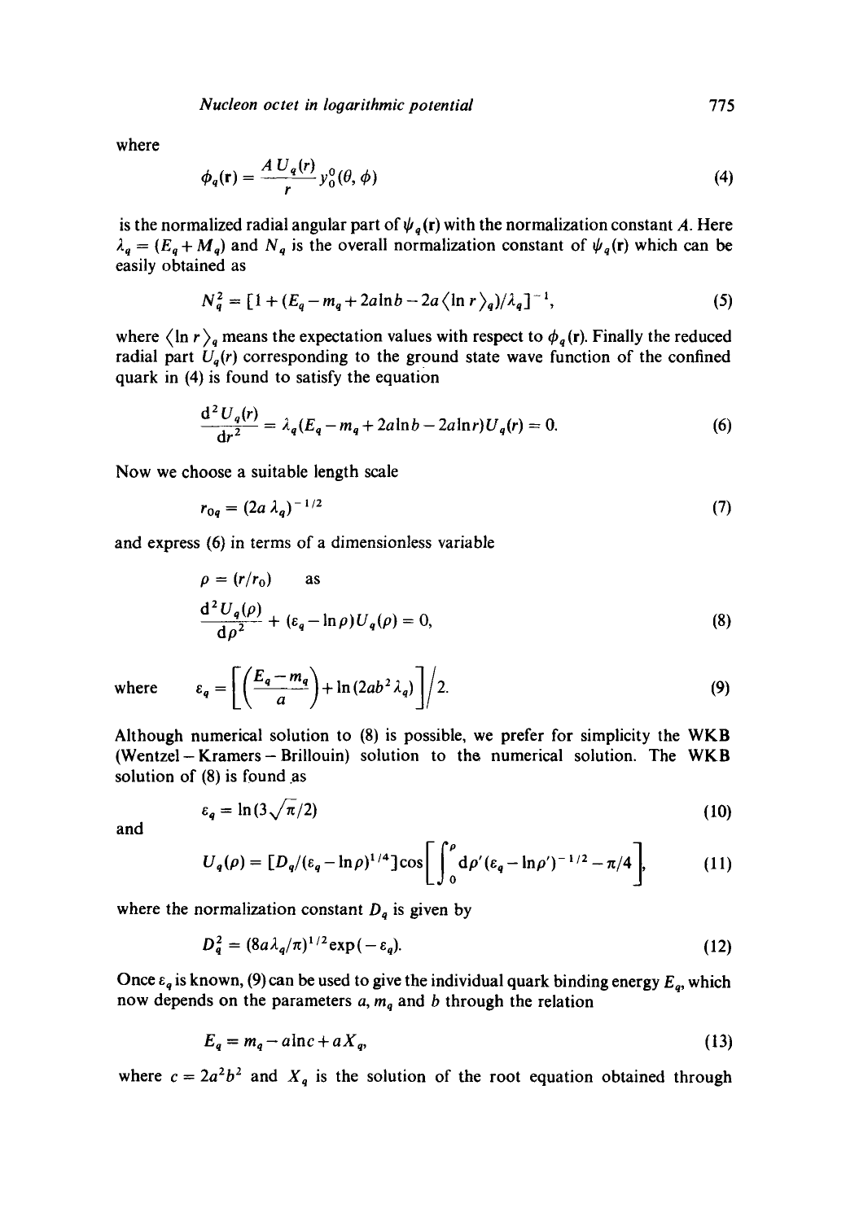where

$$\phi_q(\mathbf{r}) = \frac{A\,U_q(r)}{r} y_0^0(\theta, \phi) \tag{4}$$

is the normalized radial angular part of $\psi_q(\mathbf{r})$ with the normalization constant $A$. Here $\lambda_q = (E_q + M_q)$ and $N_q$ is the overall normalization constant of $\psi_q(\mathbf{r})$ which can be easily obtained as

$$N_q^2 = [1 + (E_q - m_q + 2a\ln b - 2a\langle \ln r\rangle_q)/\lambda_q]^{-1}, \tag{5}$$

where $\langle \ln r\rangle_q$ means the expectation values with respect to $\phi_q(\mathbf{r})$. Finally the reduced radial part $U_q(r)$ corresponding to the ground state wave function of the confined quark in (4) is found to satisfy the equation

$$\frac{\mathrm{d}^2 U_q(r)}{\mathrm{d}r^2} = \lambda_q(E_q - m_q + 2a\ln b - 2a\ln r)U_q(r) = 0. \tag{6}$$

Now we choose a suitable length scale

$$r_{0q} = (2a\,\lambda_q)^{-1/2} \tag{7}$$

and express (6) in terms of a dimensionless variable

$$\rho = (r/r_0) \qquad \text{as}$$

$$\frac{\mathrm{d}^2 U_q(\rho)}{\mathrm{d}\rho^2} + (\varepsilon_q - \ln\rho)U_q(\rho) = 0, \tag{8}$$

where

$$\varepsilon_q = \left[\left(\frac{E_q - m_q}{a}\right) + \ln(2ab^2\lambda_q)\right]\Big/2. \tag{9}$$

Although numerical solution to (8) is possible, we prefer for simplicity the WKB (Wentzel – Kramers – Brillouin) solution to the numerical solution. The WKB solution of (8) is found as

$$\varepsilon_q = \ln(3\sqrt{\pi}/2) \tag{10}$$

and

$$U_q(\rho) = [D_q/(\varepsilon_q - \ln\rho)^{1/4}]\cos\left[\int_0^\rho \mathrm{d}\rho'(\varepsilon_q - \ln\rho')^{-1/2} - \pi/4\right], \tag{11}$$

where the normalization constant $D_q$ is given by

$$D_q^2 = (8a\lambda_q/\pi)^{1/2}\exp(-\varepsilon_q). \tag{12}$$

Once $\varepsilon_q$ is known, (9) can be used to give the individual quark binding energy $E_q$, which now depends on the parameters $a$, $m_q$ and $b$ through the relation

$$E_q = m_q - a\ln c + aX_q, \tag{13}$$

where $c = 2a^2b^2$ and $X_q$ is the solution of the root equation obtained through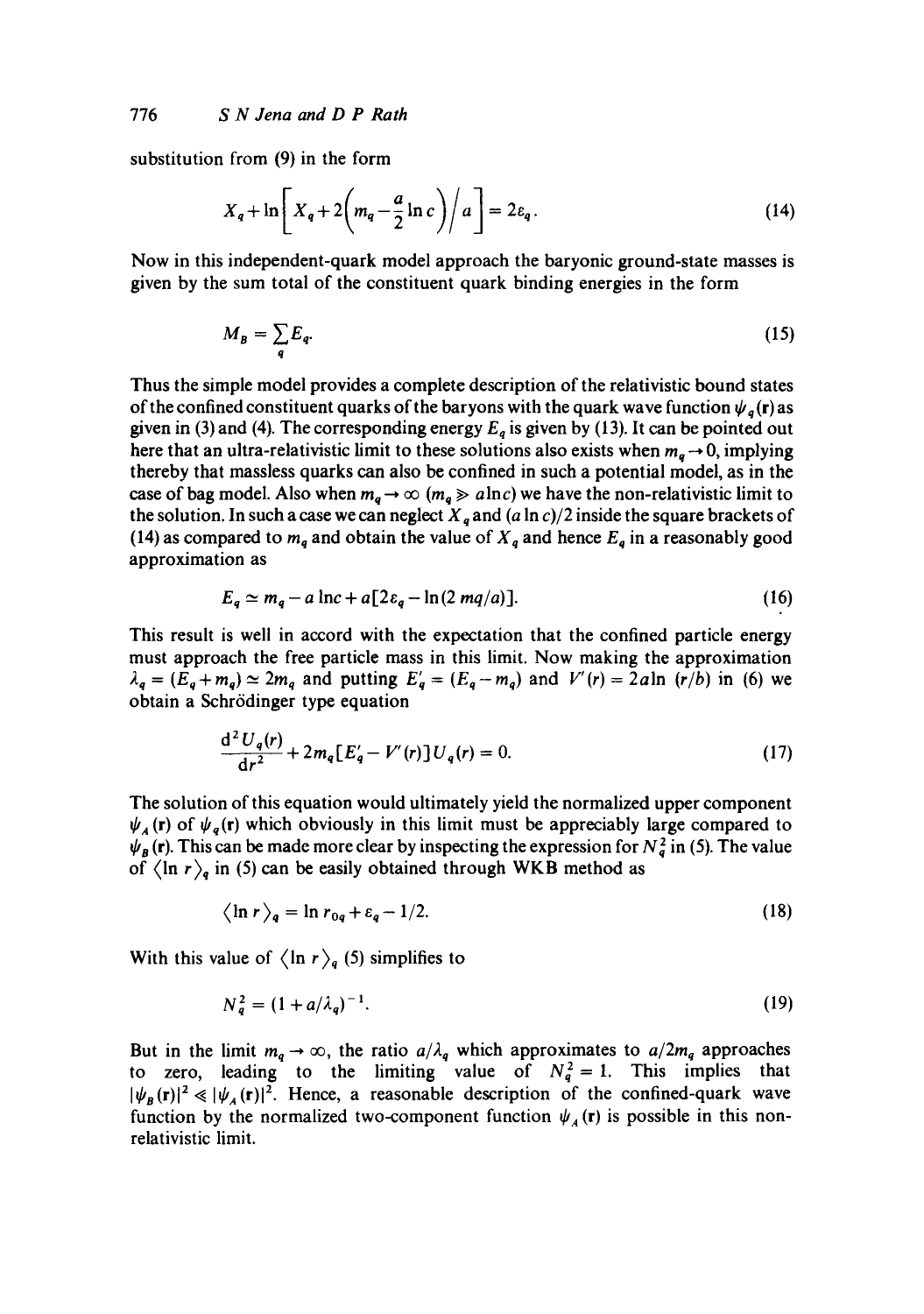substitution from (9) in the form

$$X_q + \ln\left[X_q + 2\left(m_q - \frac{a}{2}\ln c\right)\Big/ a\right] = 2\varepsilon_q. \tag{14}$$

Now in this independent-quark model approach the baryonic ground-state masses is given by the sum total of the constituent quark binding energies in the form

$$M_B = \sum_q E_q. \tag{15}$$

Thus the simple model provides a complete description of the relativistic bound states of the confined constituent quarks of the baryons with the quark wave function $\psi_q(\mathbf{r})$ as given in (3) and (4). The corresponding energy $E_q$ is given by (13). It can be pointed out here that an ultra-relativistic limit to these solutions also exists when $m_q \to 0$, implying thereby that massless quarks can also be confined in such a potential model, as in the case of bag model. Also when $m_q \to \infty$ ($m_q \gg a \ln c$) we have the non-relativistic limit to the solution. In such a case we can neglect $X_q$ and $(a \ln c)/2$ inside the square brackets of (14) as compared to $m_q$ and obtain the value of $X_q$ and hence $E_q$ in a reasonably good approximation as

$$E_q \simeq m_q - a \ln c + a[2\varepsilon_q - \ln(2\,mq/a)]. \tag{16}$$

This result is well in accord with the expectation that the confined particle energy must approach the free particle mass in this limit. Now making the approximation $\lambda_q = (E_q + m_q) \simeq 2m_q$ and putting $E'_q = (E_q - m_q)$ and $V'(r) = 2a \ln(r/b)$ in (6) we obtain a Schrödinger type equation

$$\frac{d^2 U_q(r)}{dr^2} + 2m_q[E'_q - V'(r)]U_q(r) = 0. \tag{17}$$

The solution of this equation would ultimately yield the normalized upper component $\psi_A(\mathbf{r})$ of $\psi_q(\mathbf{r})$ which obviously in this limit must be appreciably large compared to $\psi_B(\mathbf{r})$. This can be made more clear by inspecting the expression for $N_q^2$ in (5). The value of $\langle \ln r \rangle_q$ in (5) can be easily obtained through WKB method as

$$\langle \ln r \rangle_q = \ln r_{0q} + \varepsilon_q - 1/2. \tag{18}$$

With this value of $\langle \ln r \rangle_q$ (5) simplifies to

$$N_q^2 = (1 + a/\lambda_q)^{-1}. \tag{19}$$

But in the limit $m_q \to \infty$, the ratio $a/\lambda_q$ which approximates to $a/2m_q$ approaches to zero, leading to the limiting value of $N_q^2 = 1$. This implies that $|\psi_B(\mathbf{r})|^2 \ll |\psi_A(\mathbf{r})|^2$. Hence, a reasonable description of the confined-quark wave function by the normalized two-component function $\psi_A(\mathbf{r})$ is possible in this non-relativistic limit.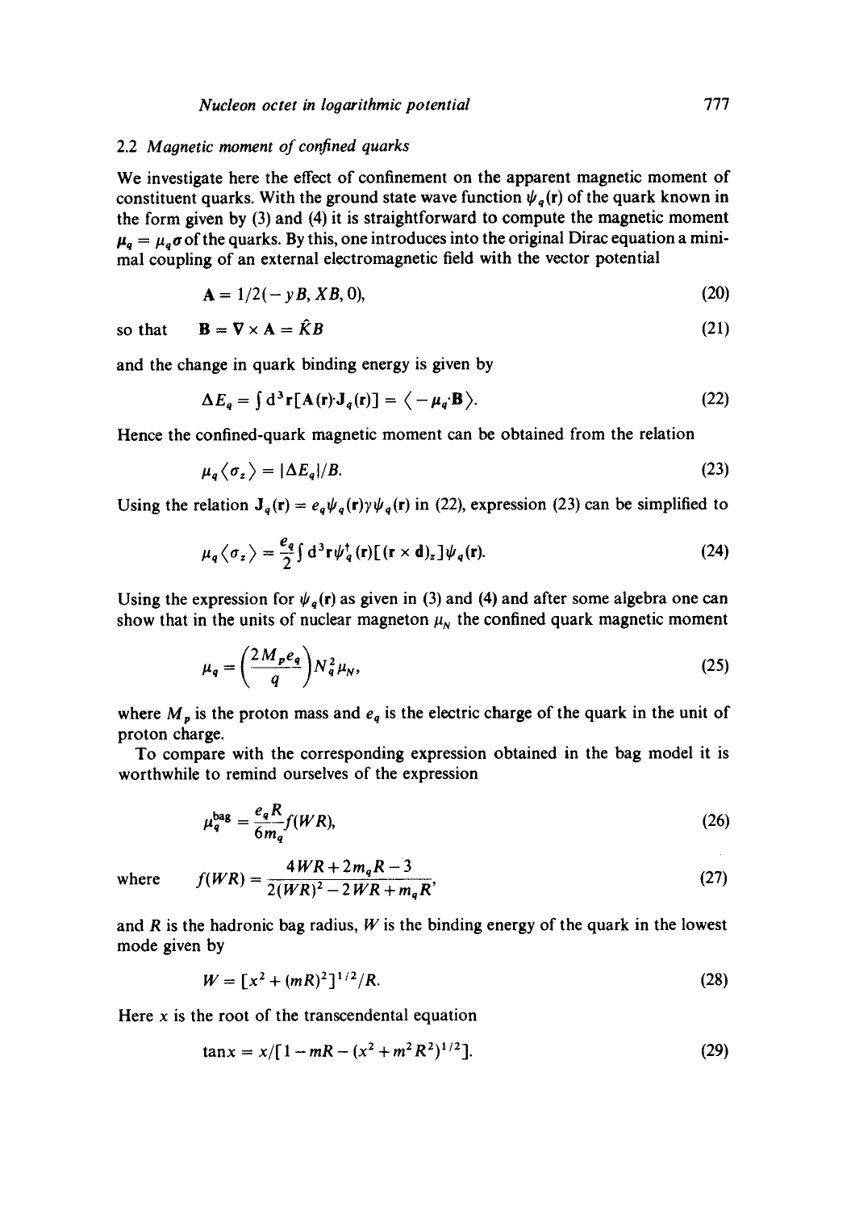### 2.2 *Magnetic moment of confined quarks*

We investigate here the effect of confinement on the apparent magnetic moment of constituent quarks. With the ground state wave function $\psi_q(\mathbf{r})$ of the quark known in the form given by (3) and (4) it is straightforward to compute the magnetic moment $\mu_q = \mu_q \sigma$ of the quarks. By this, one introduces into the original Dirac equation a minimal coupling of an external electromagnetic field with the vector potential

$$\mathbf{A} = 1/2(-yB, XB, 0), \tag{20}$$

so that

$$\mathbf{B} = \nabla \times \mathbf{A} = \hat{K}B \tag{21}$$

and the change in quark binding energy is given by

$$\Delta E_q = \int \mathrm{d}^3\mathbf{r}[\mathbf{A}(\mathbf{r})\cdot\mathbf{J}_q(\mathbf{r})] = \langle -\mu_q \cdot \mathbf{B} \rangle. \tag{22}$$

Hence the confined-quark magnetic moment can be obtained from the relation

$$\mu_q \langle \sigma_z \rangle = |\Delta E_q|/B. \tag{23}$$

Using the relation $\mathbf{J}_q(\mathbf{r}) = e_q \bar{\psi}_q(\mathbf{r})\gamma\psi_q(\mathbf{r})$ in (22), expression (23) can be simplified to

$$\mu_q \langle \sigma_z \rangle = \frac{e_q}{2}\int \mathrm{d}^3\mathbf{r}\,\psi_q^\dagger(\mathbf{r})[(\mathbf{r}\times\mathbf{d})_z]\psi_q(\mathbf{r}). \tag{24}$$

Using the expression for $\psi_q(\mathbf{r})$ as given in (3) and (4) and after some algebra one can show that in the units of nuclear magneton $\mu_N$ the confined quark magnetic moment

$$\mu_q = \left(\frac{2M_p e_q}{q}\right) N_q^2 \mu_N, \tag{25}$$

where $M_p$ is the proton mass and $e_q$ is the electric charge of the quark in the unit of proton charge.

To compare with the corresponding expression obtained in the bag model it is worthwhile to remind ourselves of the expression

$$\mu_q^{\mathrm{bag}} = \frac{e_q R}{6m_q} f(WR), \tag{26}$$

where

$$f(WR) = \frac{4WR + 2m_q R - 3}{2(WR)^2 - 2WR + m_q R}, \tag{27}$$

and $R$ is the hadronic bag radius, $W$ is the binding energy of the quark in the lowest mode given by

$$W = [x^2 + (mR)^2]^{1/2}/R. \tag{28}$$

Here $x$ is the root of the transcendental equation

$$\tan x = x/[1 - mR - (x^2 + m^2R^2)^{1/2}]. \tag{29}$$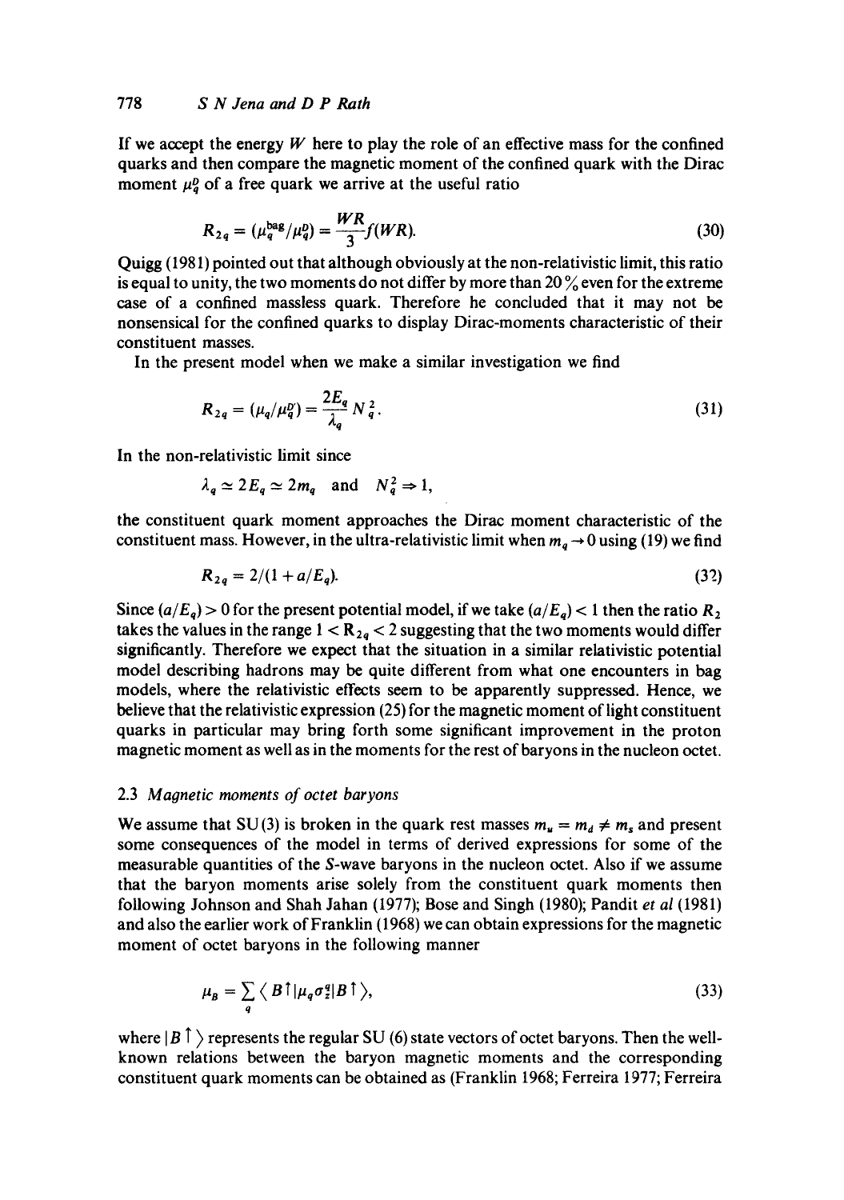If we accept the energy $W$ here to play the role of an effective mass for the confined quarks and then compare the magnetic moment of the confined quark with the Dirac moment $\mu_q^D$ of a free quark we arrive at the useful ratio

$$R_{2q} = (\mu_q^{\text{bag}}/\mu_q^D) = \frac{WR}{3} f(WR). \tag{30}$$

Quigg (1981) pointed out that although obviously at the non-relativistic limit, this ratio is equal to unity, the two moments do not differ by more than 20% even for the extreme case of a confined massless quark. Therefore he concluded that it may not be nonsensical for the confined quarks to display Dirac-moments characteristic of their constituent masses.

In the present model when we make a similar investigation we find

$$R_{2q} = (\mu_q/\mu_q^{D'}) = \frac{2E_q}{\lambda_q} N_q^2. \tag{31}$$

In the non-relativistic limit since

$$\lambda_q \simeq 2E_q \simeq 2m_q \quad \text{and} \quad N_q^2 \Rightarrow 1,$$

the constituent quark moment approaches the Dirac moment characteristic of the constituent mass. However, in the ultra-relativistic limit when $m_q \to 0$ using (19) we find

$$R_{2q} = 2/(1 + a/E_q). \tag{32}$$

Since $(a/E_q) > 0$ for the present potential model, if we take $(a/E_q) < 1$ then the ratio $R_2$ takes the values in the range $1 < R_{2q} < 2$ suggesting that the two moments would differ significantly. Therefore we expect that the situation in a similar relativistic potential model describing hadrons may be quite different from what one encounters in bag models, where the relativistic effects seem to be apparently suppressed. Hence, we believe that the relativistic expression (25) for the magnetic moment of light constituent quarks in particular may bring forth some significant improvement in the proton magnetic moment as well as in the moments for the rest of baryons in the nucleon octet.

### 2.3 *Magnetic moments of octet baryons*

We assume that SU(3) is broken in the quark rest masses $m_u = m_d \neq m_s$ and present some consequences of the model in terms of derived expressions for some of the measurable quantities of the *S*-wave baryons in the nucleon octet. Also if we assume that the baryon moments arise solely from the constituent quark moments then following Johnson and Shah Jahan (1977); Bose and Singh (1980); Pandit *et al* (1981) and also the earlier work of Franklin (1968) we can obtain expressions for the magnetic moment of octet baryons in the following manner

$$\mu_B = \sum_q \langle B\uparrow | \mu_q \sigma_z^q | B\uparrow \rangle, \tag{33}$$

where $|B\uparrow\rangle$ represents the regular SU(6) state vectors of octet baryons. Then the well-known relations between the baryon magnetic moments and the corresponding constituent quark moments can be obtained as (Franklin 1968; Ferreira 1977; Ferreira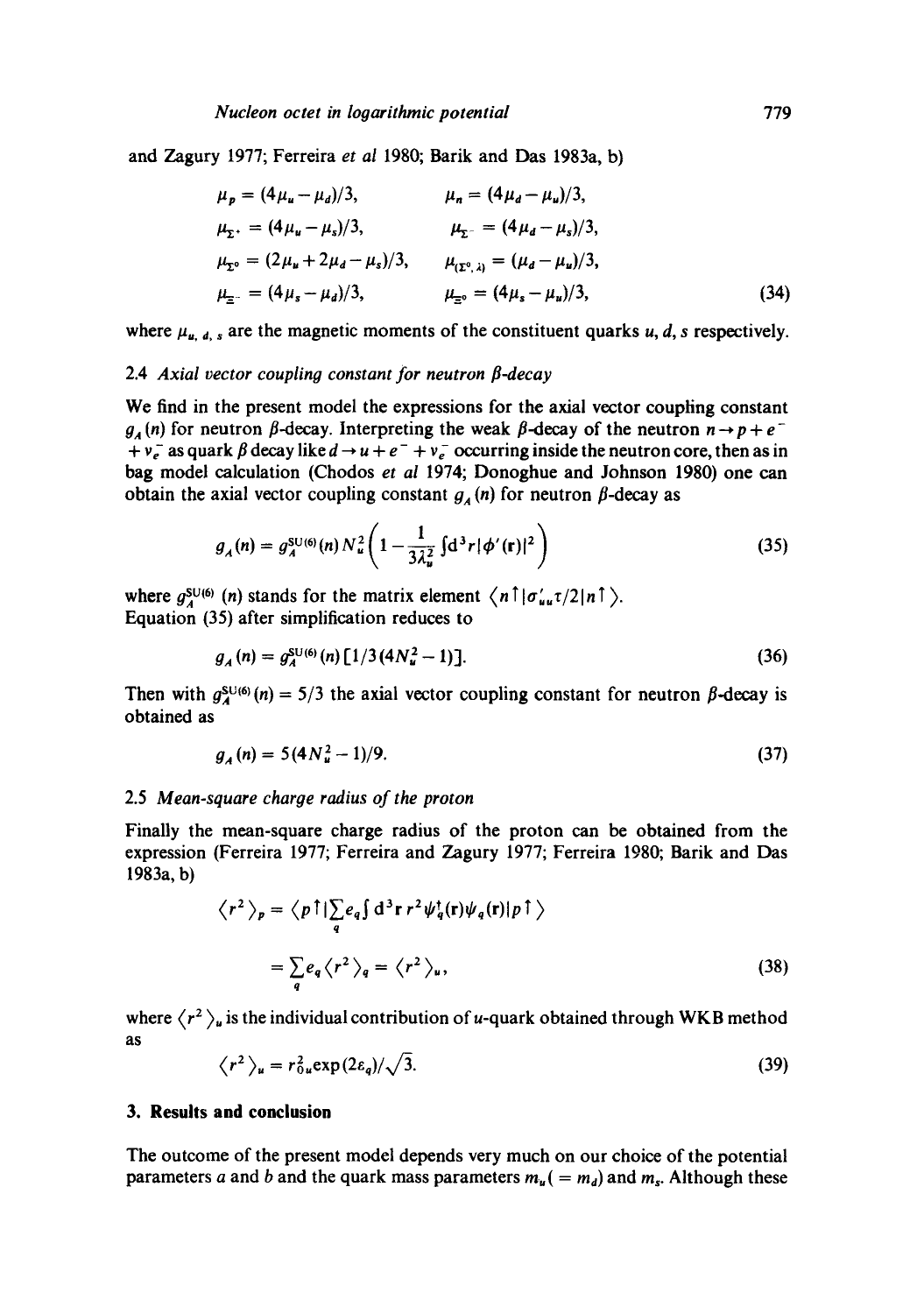and Zagury 1977; Ferreira *et al* 1980; Barik and Das 1983a, b)

$$
\begin{aligned}
&\mu_p = (4\mu_u - \mu_d)/3, && \mu_n = (4\mu_d - \mu_u)/3,\\
&\mu_{\Sigma^+} = (4\mu_u - \mu_s)/3, && \mu_{\Sigma^-} = (4\mu_d - \mu_s)/3,\\
&\mu_{\Sigma^0} = (2\mu_u + 2\mu_d - \mu_s)/3, && \mu_{(\Sigma^0,\Lambda)} = (\mu_d - \mu_u)/3,\\
&\mu_{\Xi^-} = (4\mu_s - \mu_d)/3, && \mu_{\Xi^0} = (4\mu_s - \mu_u)/3,
\end{aligned}
\tag{34}
$$

where $\mu_{u,\,d,\,s}$ are the magnetic moments of the constituent quarks $u, d, s$ respectively.

### 2.4 Axial vector coupling constant for neutron $\beta$-decay

We find in the present model the expressions for the axial vector coupling constant $g_A(n)$ for neutron $\beta$-decay. Interpreting the weak $\beta$-decay of the neutron $n \to p + e^- + \nu_e^-$ as quark $\beta$ decay like $d \to u + e^- + \nu_e^-$ occurring inside the neutron core, then as in bag model calculation (Chodos *et al* 1974; Donoghue and Johnson 1980) one can obtain the axial vector coupling constant $g_A(n)$ for neutron $\beta$-decay as

$$
g_A(n) = g_A^{\mathrm{SU(6)}}(n)\, N_u^2 \left(1 - \frac{1}{3\lambda_u^2} \int d^3 r\, |\phi'(\mathbf{r})|^2\right)
\tag{35}
$$

where $g_A^{\mathrm{SU(6)}}(n)$ stands for the matrix element $\langle n\uparrow | \sigma'_{uu}\tau/2 | n\uparrow \rangle$.
Equation (35) after simplification reduces to

$$
g_A(n) = g_A^{\mathrm{SU(6)}}(n)\,[1/3\,(4N_u^2 - 1)].
\tag{36}
$$

Then with $g_A^{\mathrm{SU(6)}}(n) = 5/3$ the axial vector coupling constant for neutron $\beta$-decay is obtained as

$$
g_A(n) = 5(4N_u^2 - 1)/9.
\tag{37}
$$

### 2.5 Mean-square charge radius of the proton

Finally the mean-square charge radius of the proton can be obtained from the expression (Ferreira 1977; Ferreira and Zagury 1977; Ferreira 1980; Barik and Das 1983a, b)

$$
\begin{aligned}
\langle r^2 \rangle_p &= \langle p\uparrow | \sum_q e_q \int d^3\mathbf{r}\, r^2 \psi_q^\dagger(\mathbf{r})\psi_q(\mathbf{r}) | p\uparrow \rangle\\
&= \sum_q e_q \langle r^2 \rangle_q = \langle r^2 \rangle_u,
\end{aligned}
\tag{38}
$$

where $\langle r^2 \rangle_u$ is the individual contribution of $u$-quark obtained through WKB method as

$$
\langle r^2 \rangle_u = r_{0u}^2 \exp(2\varepsilon_q)/\sqrt{3}.
\tag{39}
$$

## 3. Results and conclusion

The outcome of the present model depends very much on our choice of the potential parameters $a$ and $b$ and the quark mass parameters $m_u (= m_d)$ and $m_s$. Although these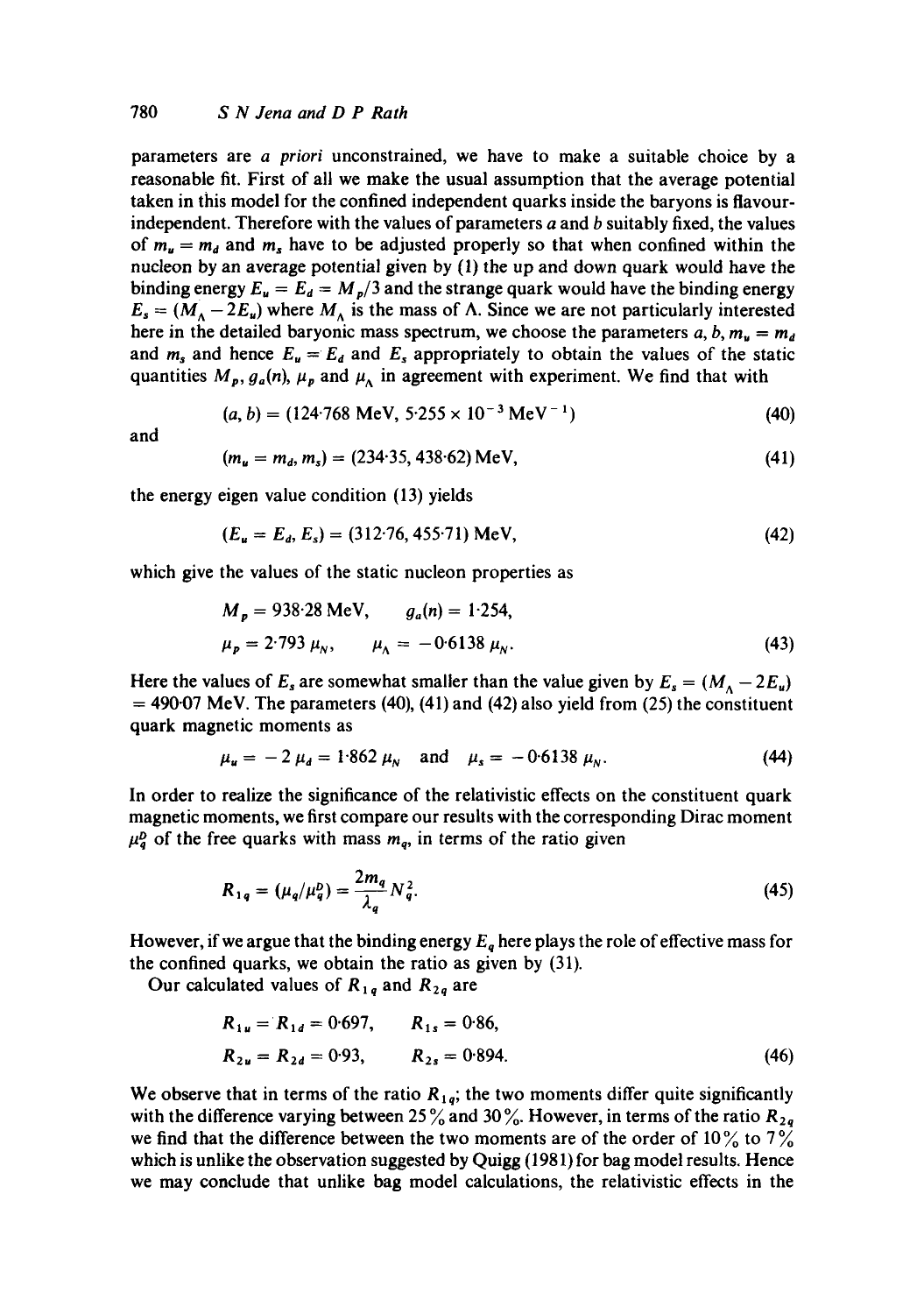parameters are *a priori* unconstrained, we have to make a suitable choice by a reasonable fit. First of all we make the usual assumption that the average potential taken in this model for the confined independent quarks inside the baryons is flavour-independent. Therefore with the values of parameters $a$ and $b$ suitably fixed, the values of $m_u = m_d$ and $m_s$ have to be adjusted properly so that when confined within the nucleon by an average potential given by (1) the up and down quark would have the binding energy $E_u = E_d = M_p/3$ and the strange quark would have the binding energy $E_s = (M_\Lambda - 2E_u)$ where $M_\Lambda$ is the mass of $\Lambda$. Since we are not particularly interested here in the detailed baryonic mass spectrum, we choose the parameters $a, b, m_u = m_d$ and $m_s$ and hence $E_u = E_d$ and $E_s$ appropriately to obtain the values of the static quantities $M_p, g_a(n), \mu_p$ and $\mu_\Lambda$ in agreement with experiment. We find that with

$$(a, b) = (124{\cdot}768 \text{ MeV}, 5{\cdot}255 \times 10^{-3} \text{ MeV}^{-1}) \tag{40}$$

and

$$(m_u = m_d, m_s) = (234{\cdot}35, 438{\cdot}62) \text{ MeV}, \tag{41}$$

the energy eigen value condition (13) yields

$$(E_u = E_d, E_s) = (312{\cdot}76, 455{\cdot}71) \text{ MeV}, \tag{42}$$

which give the values of the static nucleon properties as

$$\begin{aligned} M_p &= 938{\cdot}28 \text{ MeV}, \qquad g_a(n) = 1{\cdot}254, \\ \mu_p &= 2{\cdot}793\, \mu_N, \qquad \mu_\Lambda = -0{\cdot}6138\, \mu_N. \end{aligned} \tag{43}$$

Here the values of $E_s$ are somewhat smaller than the value given by $E_s = (M_\Lambda - 2E_u) = 490{\cdot}07$ MeV. The parameters (40), (41) and (42) also yield from (25) the constituent quark magnetic moments as

$$\mu_u = -2\,\mu_d = 1{\cdot}862\, \mu_N \quad \text{and} \quad \mu_s = -0{\cdot}6138\, \mu_N. \tag{44}$$

In order to realize the significance of the relativistic effects on the constituent quark magnetic moments, we first compare our results with the corresponding Dirac moment $\mu_q^D$ of the free quarks with mass $m_q$, in terms of the ratio given

$$R_{1q} = (\mu_q/\mu_q^D) = \frac{2m_q}{\lambda_q} N_q^2. \tag{45}$$

However, if we argue that the binding energy $E_q$ here plays the role of effective mass for the confined quarks, we obtain the ratio as given by (31).

Our calculated values of $R_{1q}$ and $R_{2q}$ are

$$\begin{aligned} R_{1u} &= R_{1d} = 0{\cdot}697, \qquad R_{1s} = 0{\cdot}86, \\ R_{2u} &= R_{2d} = 0{\cdot}93, \qquad R_{2s} = 0{\cdot}894. \end{aligned} \tag{46}$$

We observe that in terms of the ratio $R_{1q}$; the two moments differ quite significantly with the difference varying between 25% and 30%. However, in terms of the ratio $R_{2q}$ we find that the difference between the two moments are of the order of 10% to 7% which is unlike the observation suggested by Quigg (1981) for bag model results. Hence we may conclude that unlike bag model calculations, the relativistic effects in the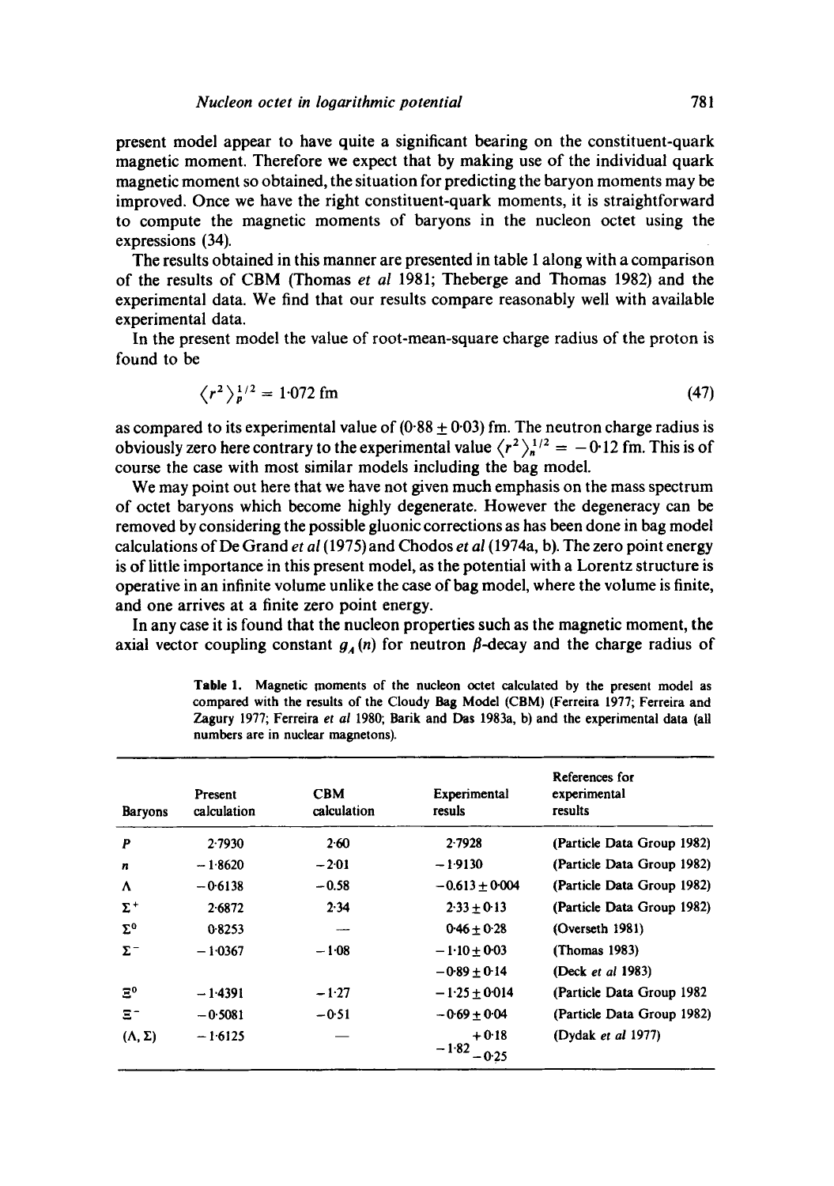present model appear to have quite a significant bearing on the constituent-quark magnetic moment. Therefore we expect that by making use of the individual quark magnetic moment so obtained, the situation for predicting the baryon moments may be improved. Once we have the right constituent-quark moments, it is straightforward to compute the magnetic moments of baryons in the nucleon octet using the expressions (34).

The results obtained in this manner are presented in table 1 along with a comparison of the results of CBM (Thomas *et al* 1981; Theberge and Thomas 1982) and the experimental data. We find that our results compare reasonably well with available experimental data.

In the present model the value of root-mean-square charge radius of the proton is found to be

$$\langle r^2 \rangle_p^{1/2} = 1.072 \text{ fm} \tag{47}$$

as compared to its experimental value of $(0.88 \pm 0.03)$ fm. The neutron charge radius is obviously zero here contrary to the experimental value $\langle r^2 \rangle_n^{1/2} = -0.12$ fm. This is of course the case with most similar models including the bag model.

We may point out here that we have not given much emphasis on the mass spectrum of octet baryons which become highly degenerate. However the degeneracy can be removed by considering the possible gluonic corrections as has been done in bag model calculations of De Grand *et al* (1975) and Chodos *et al* (1974a, b). The zero point energy is of little importance in this present model, as the potential with a Lorentz structure is operative in an infinite volume unlike the case of bag model, where the volume is finite, and one arrives at a finite zero point energy.

In any case it is found that the nucleon properties such as the magnetic moment, the axial vector coupling constant $g_A(n)$ for neutron $\beta$-decay and the charge radius of

**Table 1.** Magnetic moments of the nucleon octet calculated by the present model as compared with the results of the Cloudy Bag Model (CBM) (Ferreira 1977; Ferreira and Zagury 1977; Ferreira *et al* 1980; Barik and Das 1983a, b) and the experimental data (all numbers are in nuclear magnetons).

| Baryons | Present calculation | CBM calculation | Experimental resuls | References for experimental results |
|---|---|---|---|---|
| $P$ | 2.7930 | 2.60 | 2.7928 | (Particle Data Group 1982) |
| $n$ | $-1.8620$ | $-2.01$ | $-1.9130$ | (Particle Data Group 1982) |
| $\Lambda$ | $-0.6138$ | $-0.58$ | $-0.613 \pm 0.004$ | (Particle Data Group 1982) |
| $\Sigma^+$ | 2.6872 | 2.34 | $2.33 \pm 0.13$ | (Particle Data Group 1982) |
| $\Sigma^0$ | 0.8253 | — | $0.46 \pm 0.28$ | (Overseth 1981) |
| $\Sigma^-$ | $-1.0367$ | $-1.08$ | $-1.10 \pm 0.03$ | (Thomas 1983) |
| | | | $-0.89 \pm 0.14$ | (Deck *et al* 1983) |
| $\Xi^0$ | $-1.4391$ | $-1.27$ | $-1.25 \pm 0.014$ | (Particle Data Group 1982 |
| $\Xi^-$ | $-0.5081$ | $-0.51$ | $-0.69 \pm 0.04$ | (Particle Data Group 1982) |
| $(\Lambda, \Sigma)$ | $-1.6125$ | — | $-1.82^{+0.18}_{-0.25}$ | (Dydak *et al* 1977) |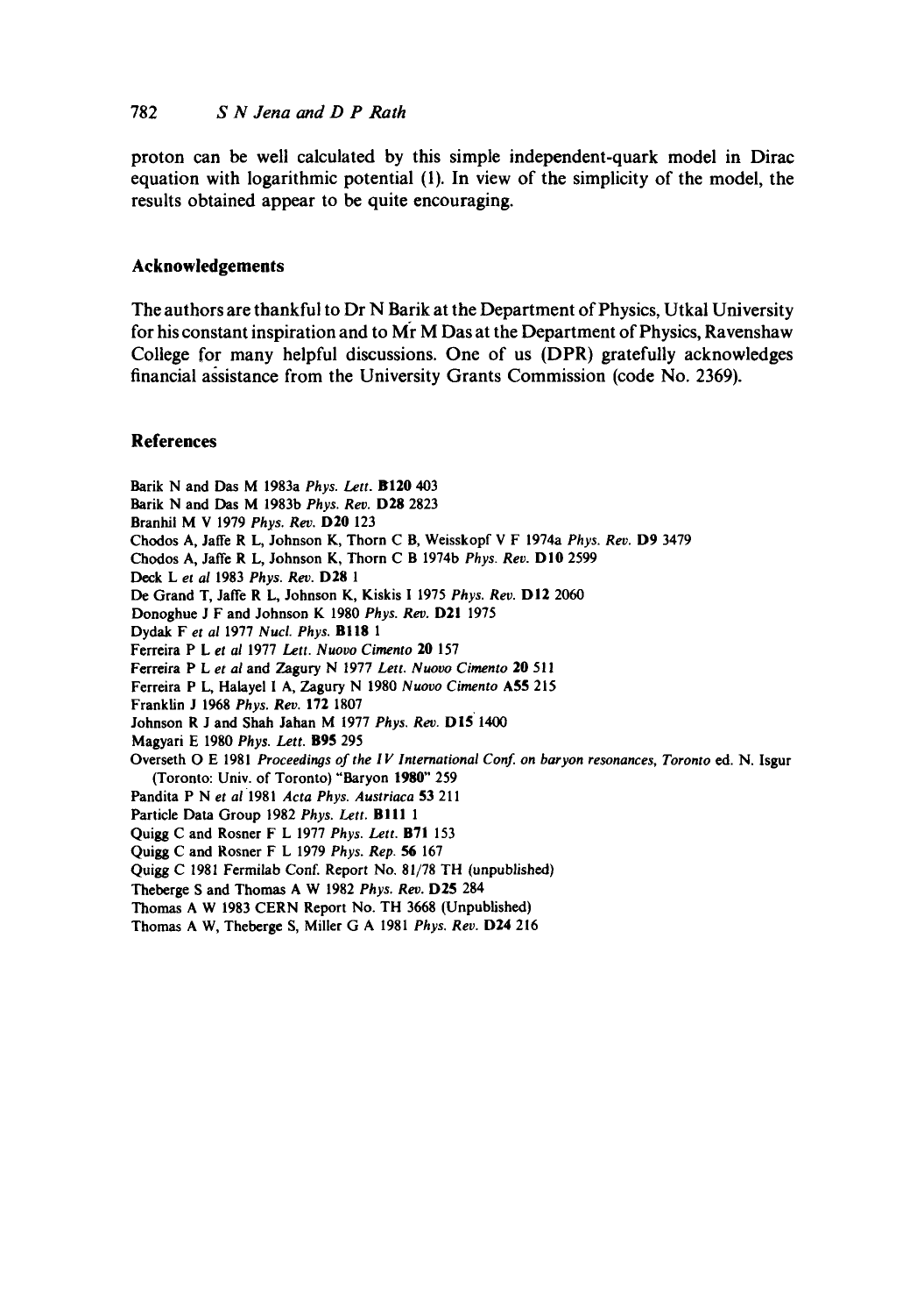proton can be well calculated by this simple independent-quark model in Dirac equation with logarithmic potential (1). In view of the simplicity of the model, the results obtained appear to be quite encouraging.

## Acknowledgements

The authors are thankful to Dr N Barik at the Department of Physics, Utkal University for his constant inspiration and to Mr M Das at the Department of Physics, Ravenshaw College for many helpful discussions. One of us (DPR) gratefully acknowledges financial assistance from the University Grants Commission (code No. 2369).

## References

Barik N and Das M 1983a *Phys. Lett.* **B120** 403
Barik N and Das M 1983b *Phys. Rev.* **D28** 2823
Branhil M V 1979 *Phys. Rev.* **D20** 123
Chodos A, Jaffe R L, Johnson K, Thorn C B, Weisskopf V F 1974a *Phys. Rev.* **D9** 3479
Chodos A, Jaffe R L, Johnson K, Thorn C B 1974b *Phys. Rev.* **D10** 2599
Deck L *et al* 1983 *Phys. Rev.* **D28** 1
De Grand T, Jaffe R L, Johnson K, Kiskis I 1975 *Phys. Rev.* **D12** 2060
Donoghue J F and Johnson K 1980 *Phys. Rev.* **D21** 1975
Dydak F *et al* 1977 *Nucl. Phys.* **B118** 1
Ferreira P L *et al* 1977 *Lett. Nuovo Cimento* **20** 157
Ferreira P L *et al* and Zagury N 1977 *Lett. Nuovo Cimento* **20** 511
Ferreira P L, Halayel I A, Zagury N 1980 *Nuovo Cimento* **A55** 215
Franklin J 1968 *Phys. Rev.* **172** 1807
Johnson R J and Shah Jahan M 1977 *Phys. Rev.* **D15** 1400
Magyari E 1980 *Phys. Lett.* **B95** 295
Overseth O E 1981 *Proceedings of the IV International Conf. on baryon resonances, Toronto* ed. N. Isgur (Toronto: Univ. of Toronto) "Baryon 1980" 259
Pandita P N *et al* 1981 *Acta Phys. Austriaca* **53** 211
Particle Data Group 1982 *Phys. Lett.* **B111** 1
Quigg C and Rosner F L 1977 *Phys. Lett.* **B71** 153
Quigg C and Rosner F L 1979 *Phys. Rep.* **56** 167
Quigg C 1981 Fermilab Conf. Report No. 81/78 TH (unpublished)
Theberge S and Thomas A W 1982 *Phys. Rev.* **D25** 284
Thomas A W 1983 CERN Report No. TH 3668 (Unpublished)
Thomas A W, Theberge S, Miller G A 1981 *Phys. Rev.* **D24** 216